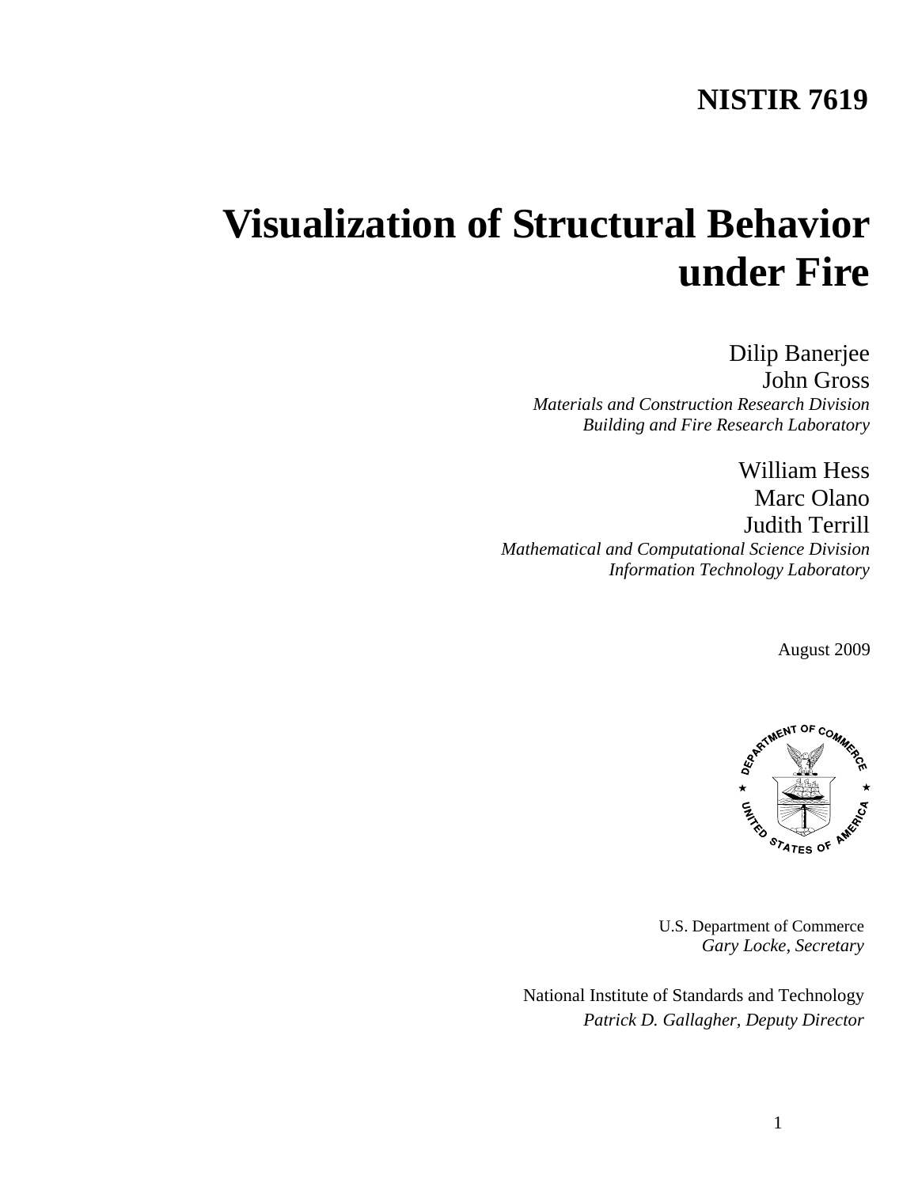**NISTIR 7619**

# Visualization of Structural Behavior under Fire

Dilip Banerjee
John Gross
*Materials and Construction Research Division*
*Building and Fire Research Laboratory*

William Hess
Marc Olano
Judith Terrill
*Mathematical and Computational Science Division*
*Information Technology Laboratory*

August 2009

U.S. Department of Commerce
*Gary Locke, Secretary*

National Institute of Standards and Technology
*Patrick D. Gallagher, Deputy Director*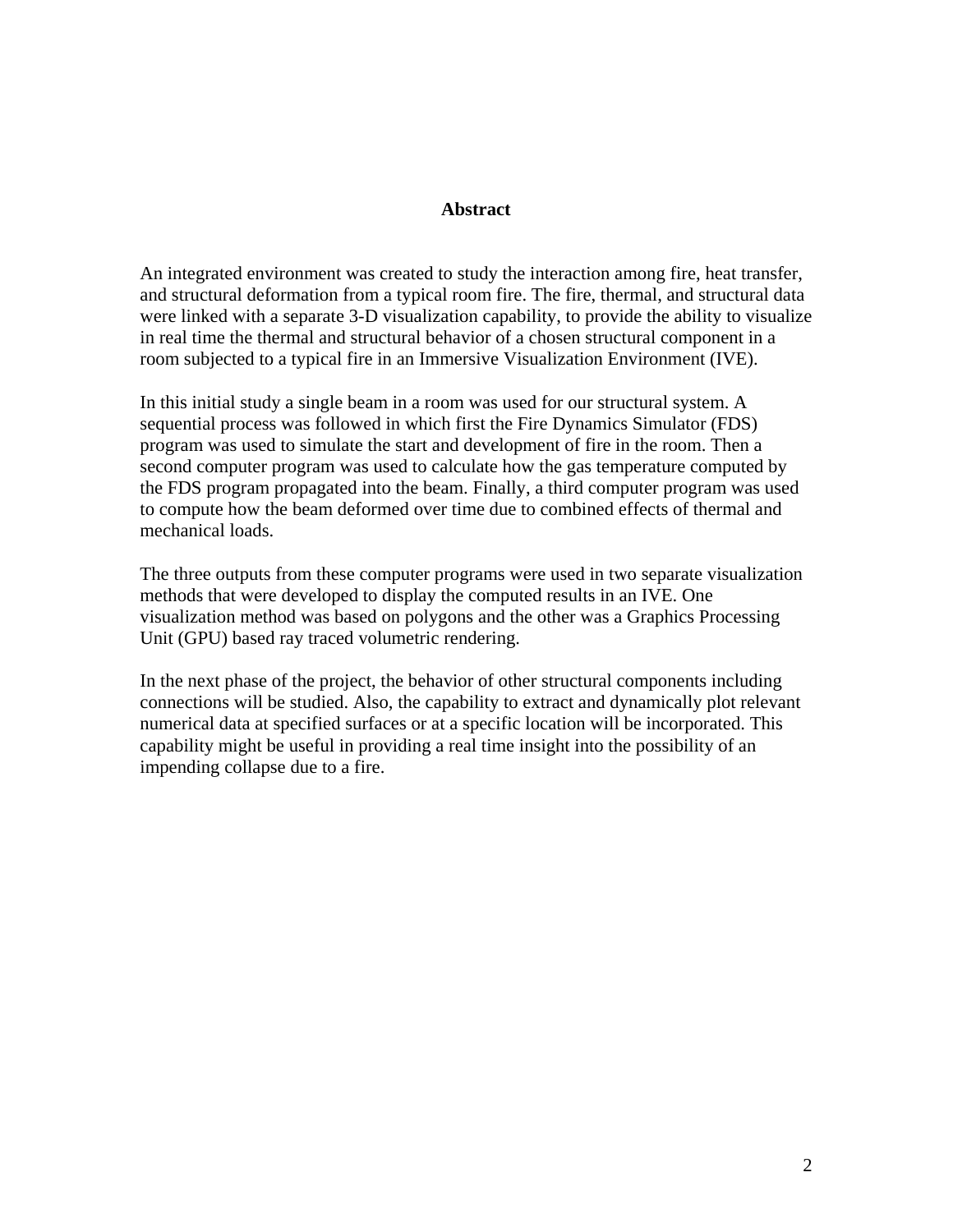## Abstract

An integrated environment was created to study the interaction among fire, heat transfer, and structural deformation from a typical room fire. The fire, thermal, and structural data were linked with a separate 3-D visualization capability, to provide the ability to visualize in real time the thermal and structural behavior of a chosen structural component in a room subjected to a typical fire in an Immersive Visualization Environment (IVE).

In this initial study a single beam in a room was used for our structural system. A sequential process was followed in which first the Fire Dynamics Simulator (FDS) program was used to simulate the start and development of fire in the room. Then a second computer program was used to calculate how the gas temperature computed by the FDS program propagated into the beam. Finally, a third computer program was used to compute how the beam deformed over time due to combined effects of thermal and mechanical loads.

The three outputs from these computer programs were used in two separate visualization methods that were developed to display the computed results in an IVE. One visualization method was based on polygons and the other was a Graphics Processing Unit (GPU) based ray traced volumetric rendering.

In the next phase of the project, the behavior of other structural components including connections will be studied. Also, the capability to extract and dynamically plot relevant numerical data at specified surfaces or at a specific location will be incorporated. This capability might be useful in providing a real time insight into the possibility of an impending collapse due to a fire.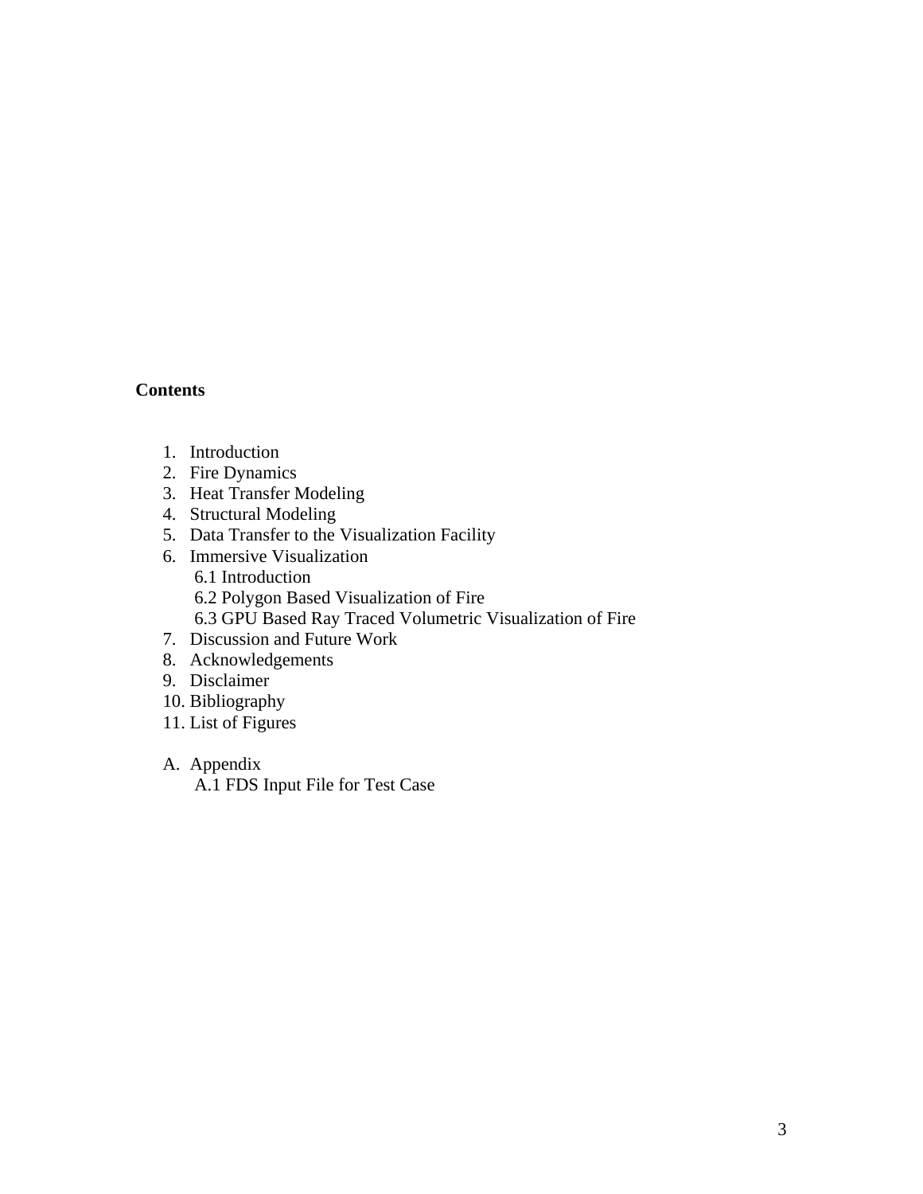**Contents**

1. Introduction
2. Fire Dynamics
3. Heat Transfer Modeling
4. Structural Modeling
5. Data Transfer to the Visualization Facility
6. Immersive Visualization
   - 6.1 Introduction
   - 6.2 Polygon Based Visualization of Fire
   - 6.3 GPU Based Ray Traced Volumetric Visualization of Fire
7. Discussion and Future Work
8. Acknowledgements
9. Disclaimer
10. Bibliography
11. List of Figures

A. Appendix
   - A.1 FDS Input File for Test Case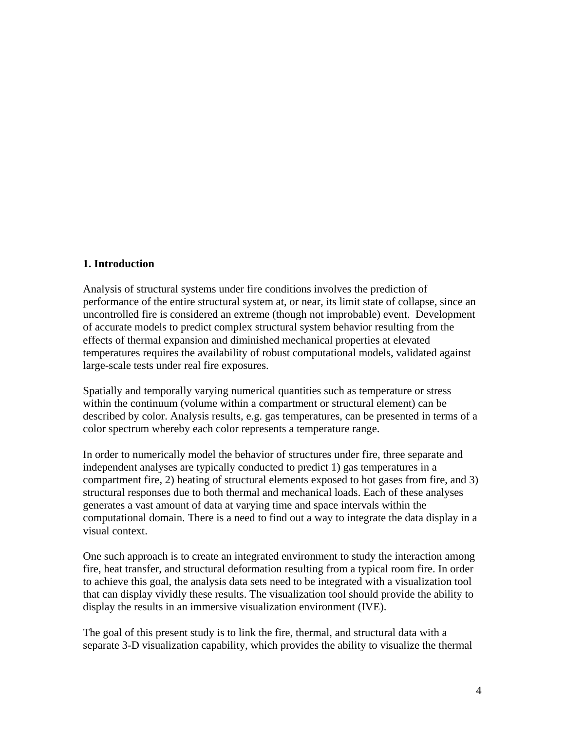## 1. Introduction

Analysis of structural systems under fire conditions involves the prediction of performance of the entire structural system at, or near, its limit state of collapse, since an uncontrolled fire is considered an extreme (though not improbable) event. Development of accurate models to predict complex structural system behavior resulting from the effects of thermal expansion and diminished mechanical properties at elevated temperatures requires the availability of robust computational models, validated against large-scale tests under real fire exposures.

Spatially and temporally varying numerical quantities such as temperature or stress within the continuum (volume within a compartment or structural element) can be described by color. Analysis results, e.g. gas temperatures, can be presented in terms of a color spectrum whereby each color represents a temperature range.

In order to numerically model the behavior of structures under fire, three separate and independent analyses are typically conducted to predict 1) gas temperatures in a compartment fire, 2) heating of structural elements exposed to hot gases from fire, and 3) structural responses due to both thermal and mechanical loads. Each of these analyses generates a vast amount of data at varying time and space intervals within the computational domain. There is a need to find out a way to integrate the data display in a visual context.

One such approach is to create an integrated environment to study the interaction among fire, heat transfer, and structural deformation resulting from a typical room fire. In order to achieve this goal, the analysis data sets need to be integrated with a visualization tool that can display vividly these results. The visualization tool should provide the ability to display the results in an immersive visualization environment (IVE).

The goal of this present study is to link the fire, thermal, and structural data with a separate 3-D visualization capability, which provides the ability to visualize the thermal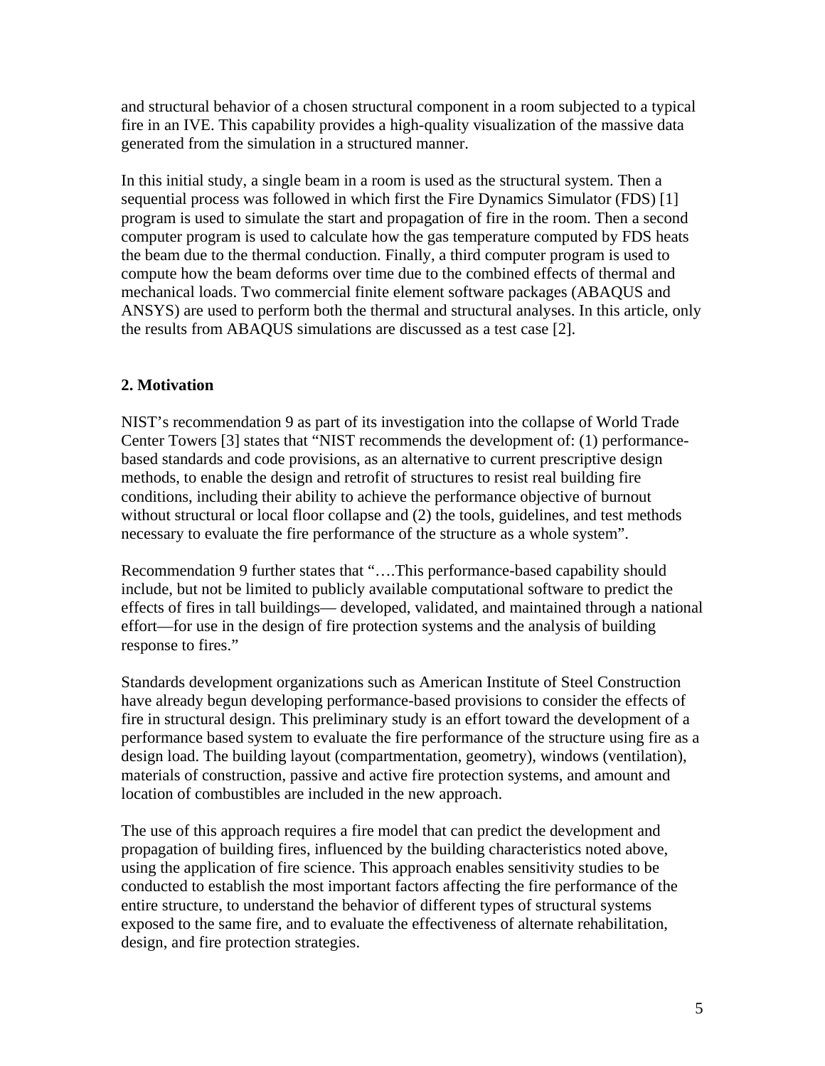and structural behavior of a chosen structural component in a room subjected to a typical fire in an IVE. This capability provides a high-quality visualization of the massive data generated from the simulation in a structured manner.

In this initial study, a single beam in a room is used as the structural system. Then a sequential process was followed in which first the Fire Dynamics Simulator (FDS) [1] program is used to simulate the start and propagation of fire in the room. Then a second computer program is used to calculate how the gas temperature computed by FDS heats the beam due to the thermal conduction. Finally, a third computer program is used to compute how the beam deforms over time due to the combined effects of thermal and mechanical loads. Two commercial finite element software packages (ABAQUS and ANSYS) are used to perform both the thermal and structural analyses. In this article, only the results from ABAQUS simulations are discussed as a test case [2].

## 2. Motivation

NIST's recommendation 9 as part of its investigation into the collapse of World Trade Center Towers [3] states that "NIST recommends the development of: (1) performance-based standards and code provisions, as an alternative to current prescriptive design methods, to enable the design and retrofit of structures to resist real building fire conditions, including their ability to achieve the performance objective of burnout without structural or local floor collapse and (2) the tools, guidelines, and test methods necessary to evaluate the fire performance of the structure as a whole system".

Recommendation 9 further states that "….This performance-based capability should include, but not be limited to publicly available computational software to predict the effects of fires in tall buildings— developed, validated, and maintained through a national effort—for use in the design of fire protection systems and the analysis of building response to fires."

Standards development organizations such as American Institute of Steel Construction have already begun developing performance-based provisions to consider the effects of fire in structural design. This preliminary study is an effort toward the development of a performance based system to evaluate the fire performance of the structure using fire as a design load. The building layout (compartmentation, geometry), windows (ventilation), materials of construction, passive and active fire protection systems, and amount and location of combustibles are included in the new approach.

The use of this approach requires a fire model that can predict the development and propagation of building fires, influenced by the building characteristics noted above, using the application of fire science. This approach enables sensitivity studies to be conducted to establish the most important factors affecting the fire performance of the entire structure, to understand the behavior of different types of structural systems exposed to the same fire, and to evaluate the effectiveness of alternate rehabilitation, design, and fire protection strategies.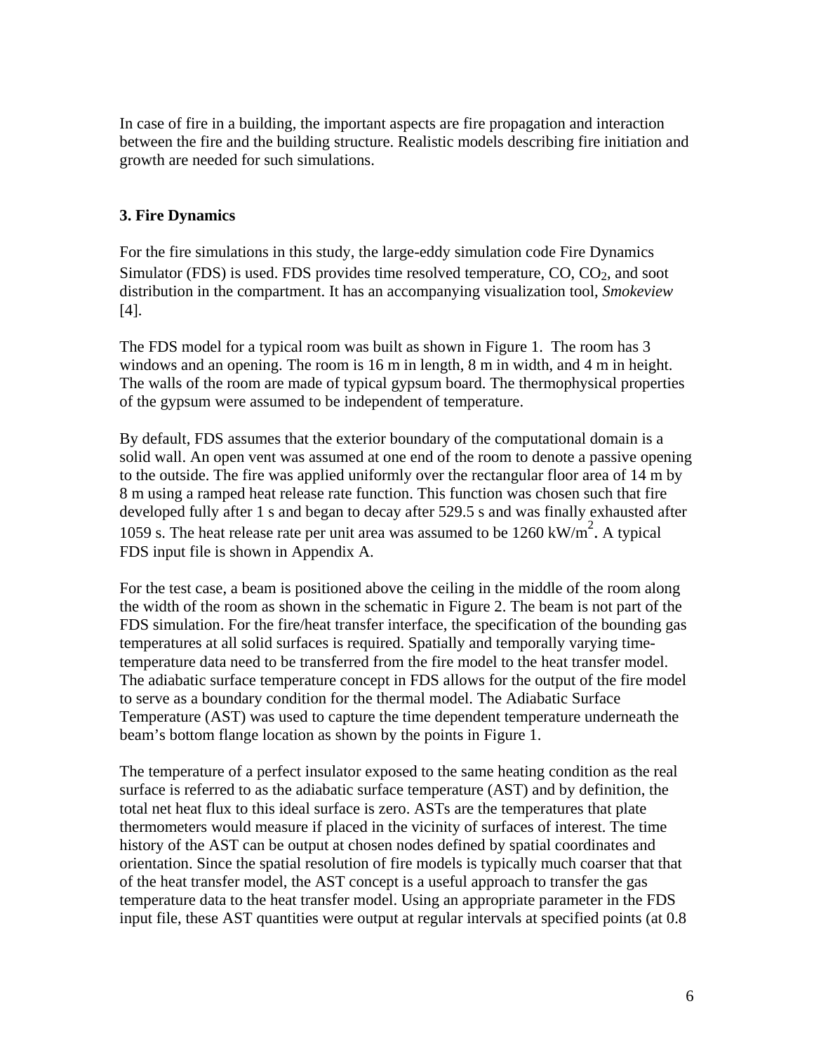In case of fire in a building, the important aspects are fire propagation and interaction between the fire and the building structure. Realistic models describing fire initiation and growth are needed for such simulations.

## 3. Fire Dynamics

For the fire simulations in this study, the large-eddy simulation code Fire Dynamics Simulator (FDS) is used. FDS provides time resolved temperature, CO, $CO_2$, and soot distribution in the compartment. It has an accompanying visualization tool, *Smokeview* [4].

The FDS model for a typical room was built as shown in Figure 1. The room has 3 windows and an opening. The room is 16 m in length, 8 m in width, and 4 m in height. The walls of the room are made of typical gypsum board. The thermophysical properties of the gypsum were assumed to be independent of temperature.

By default, FDS assumes that the exterior boundary of the computational domain is a solid wall. An open vent was assumed at one end of the room to denote a passive opening to the outside. The fire was applied uniformly over the rectangular floor area of 14 m by 8 m using a ramped heat release rate function. This function was chosen such that fire developed fully after 1 s and began to decay after 529.5 s and was finally exhausted after 1059 s. The heat release rate per unit area was assumed to be 1260 kW/m$^2$. A typical FDS input file is shown in Appendix A.

For the test case, a beam is positioned above the ceiling in the middle of the room along the width of the room as shown in the schematic in Figure 2. The beam is not part of the FDS simulation. For the fire/heat transfer interface, the specification of the bounding gas temperatures at all solid surfaces is required. Spatially and temporally varying time-temperature data need to be transferred from the fire model to the heat transfer model. The adiabatic surface temperature concept in FDS allows for the output of the fire model to serve as a boundary condition for the thermal model. The Adiabatic Surface Temperature (AST) was used to capture the time dependent temperature underneath the beam's bottom flange location as shown by the points in Figure 1.

The temperature of a perfect insulator exposed to the same heating condition as the real surface is referred to as the adiabatic surface temperature (AST) and by definition, the total net heat flux to this ideal surface is zero. ASTs are the temperatures that plate thermometers would measure if placed in the vicinity of surfaces of interest. The time history of the AST can be output at chosen nodes defined by spatial coordinates and orientation. Since the spatial resolution of fire models is typically much coarser that that of the heat transfer model, the AST concept is a useful approach to transfer the gas temperature data to the heat transfer model. Using an appropriate parameter in the FDS input file, these AST quantities were output at regular intervals at specified points (at 0.8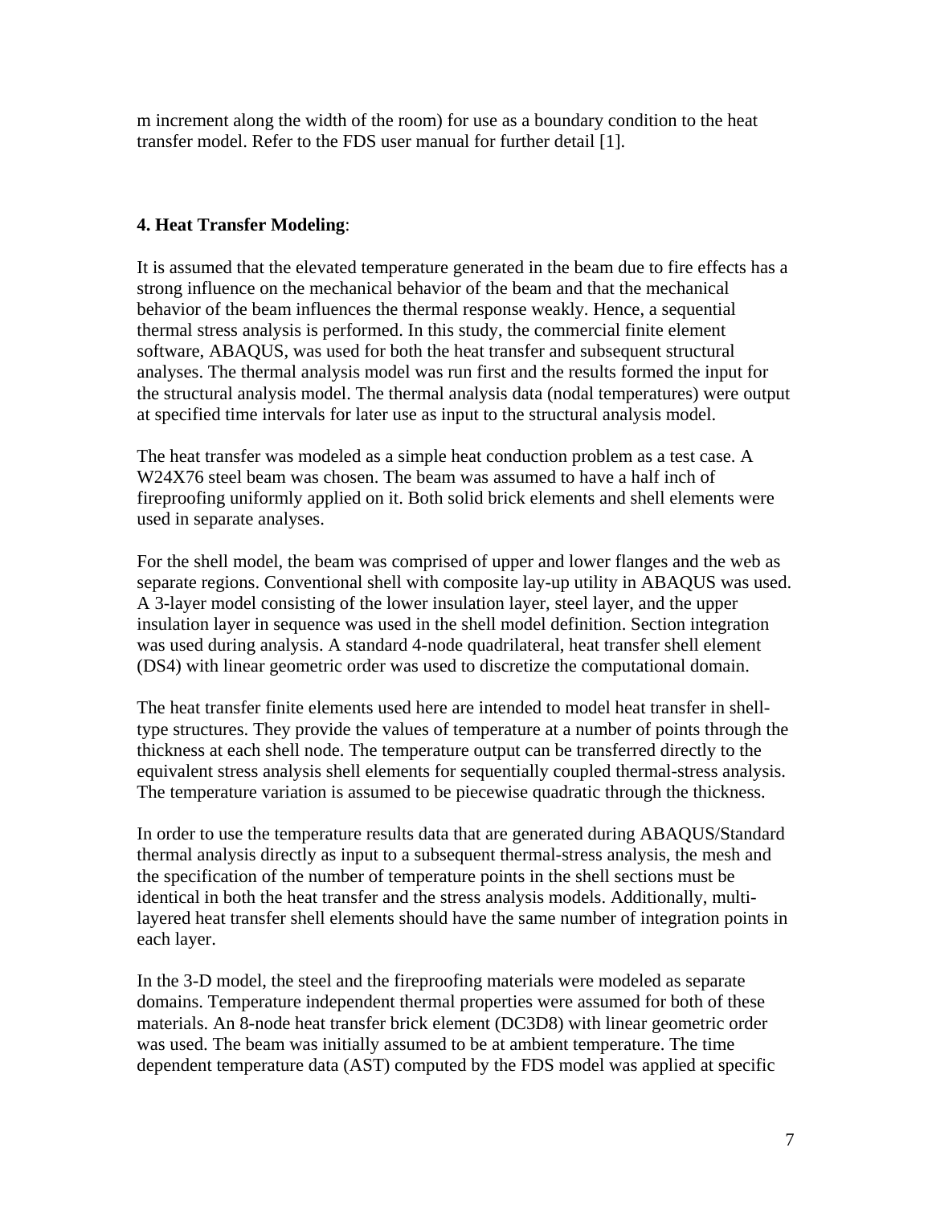m increment along the width of the room) for use as a boundary condition to the heat transfer model. Refer to the FDS user manual for further detail [1].

## **4. Heat Transfer Modeling**:

It is assumed that the elevated temperature generated in the beam due to fire effects has a strong influence on the mechanical behavior of the beam and that the mechanical behavior of the beam influences the thermal response weakly. Hence, a sequential thermal stress analysis is performed. In this study, the commercial finite element software, ABAQUS, was used for both the heat transfer and subsequent structural analyses. The thermal analysis model was run first and the results formed the input for the structural analysis model. The thermal analysis data (nodal temperatures) were output at specified time intervals for later use as input to the structural analysis model.

The heat transfer was modeled as a simple heat conduction problem as a test case. A W24X76 steel beam was chosen. The beam was assumed to have a half inch of fireproofing uniformly applied on it. Both solid brick elements and shell elements were used in separate analyses.

For the shell model, the beam was comprised of upper and lower flanges and the web as separate regions. Conventional shell with composite lay-up utility in ABAQUS was used. A 3-layer model consisting of the lower insulation layer, steel layer, and the upper insulation layer in sequence was used in the shell model definition. Section integration was used during analysis. A standard 4-node quadrilateral, heat transfer shell element (DS4) with linear geometric order was used to discretize the computational domain.

The heat transfer finite elements used here are intended to model heat transfer in shell-type structures. They provide the values of temperature at a number of points through the thickness at each shell node. The temperature output can be transferred directly to the equivalent stress analysis shell elements for sequentially coupled thermal-stress analysis. The temperature variation is assumed to be piecewise quadratic through the thickness.

In order to use the temperature results data that are generated during ABAQUS/Standard thermal analysis directly as input to a subsequent thermal-stress analysis, the mesh and the specification of the number of temperature points in the shell sections must be identical in both the heat transfer and the stress analysis models. Additionally, multi-layered heat transfer shell elements should have the same number of integration points in each layer.

In the 3-D model, the steel and the fireproofing materials were modeled as separate domains. Temperature independent thermal properties were assumed for both of these materials. An 8-node heat transfer brick element (DC3D8) with linear geometric order was used. The beam was initially assumed to be at ambient temperature. The time dependent temperature data (AST) computed by the FDS model was applied at specific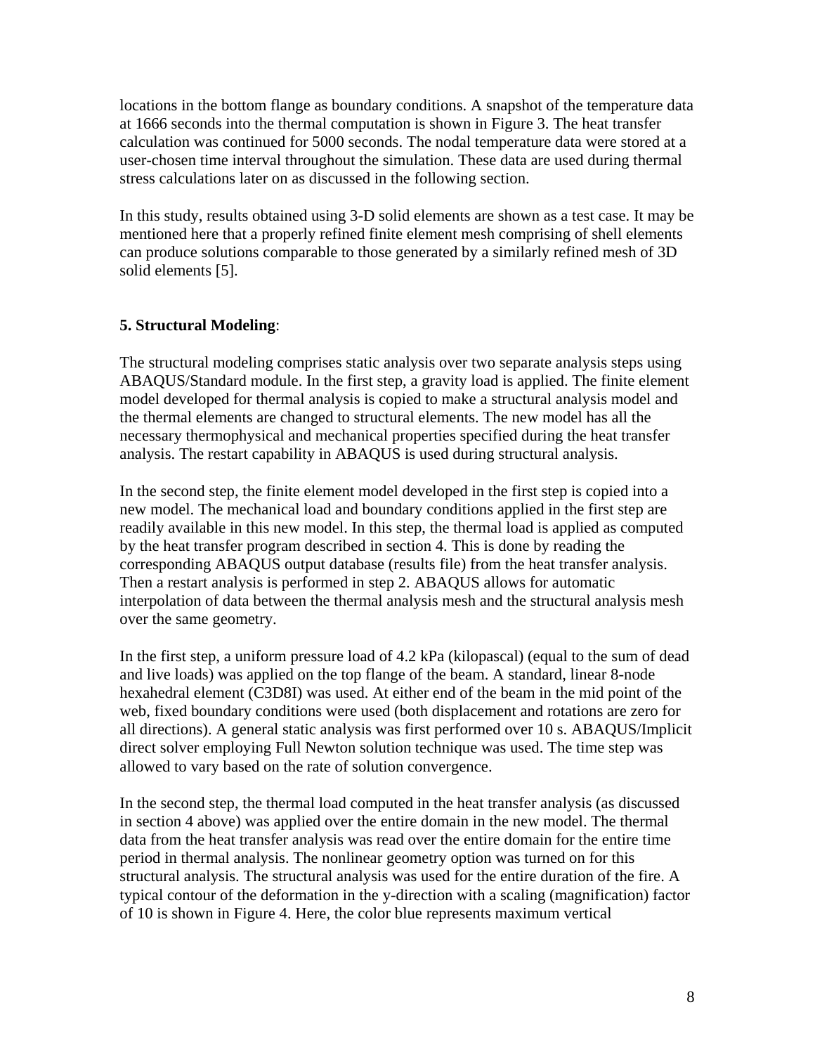locations in the bottom flange as boundary conditions. A snapshot of the temperature data at 1666 seconds into the thermal computation is shown in Figure 3. The heat transfer calculation was continued for 5000 seconds. The nodal temperature data were stored at a user-chosen time interval throughout the simulation. These data are used during thermal stress calculations later on as discussed in the following section.

In this study, results obtained using 3-D solid elements are shown as a test case. It may be mentioned here that a properly refined finite element mesh comprising of shell elements can produce solutions comparable to those generated by a similarly refined mesh of 3D solid elements [5].

**5. Structural Modeling**:

The structural modeling comprises static analysis over two separate analysis steps using ABAQUS/Standard module. In the first step, a gravity load is applied. The finite element model developed for thermal analysis is copied to make a structural analysis model and the thermal elements are changed to structural elements. The new model has all the necessary thermophysical and mechanical properties specified during the heat transfer analysis. The restart capability in ABAQUS is used during structural analysis.

In the second step, the finite element model developed in the first step is copied into a new model. The mechanical load and boundary conditions applied in the first step are readily available in this new model. In this step, the thermal load is applied as computed by the heat transfer program described in section 4. This is done by reading the corresponding ABAQUS output database (results file) from the heat transfer analysis. Then a restart analysis is performed in step 2. ABAQUS allows for automatic interpolation of data between the thermal analysis mesh and the structural analysis mesh over the same geometry.

In the first step, a uniform pressure load of 4.2 kPa (kilopascal) (equal to the sum of dead and live loads) was applied on the top flange of the beam. A standard, linear 8-node hexahedral element (C3D8I) was used. At either end of the beam in the mid point of the web, fixed boundary conditions were used (both displacement and rotations are zero for all directions). A general static analysis was first performed over 10 s. ABAQUS/Implicit direct solver employing Full Newton solution technique was used. The time step was allowed to vary based on the rate of solution convergence.

In the second step, the thermal load computed in the heat transfer analysis (as discussed in section 4 above) was applied over the entire domain in the new model. The thermal data from the heat transfer analysis was read over the entire domain for the entire time period in thermal analysis. The nonlinear geometry option was turned on for this structural analysis. The structural analysis was used for the entire duration of the fire. A typical contour of the deformation in the y-direction with a scaling (magnification) factor of 10 is shown in Figure 4. Here, the color blue represents maximum vertical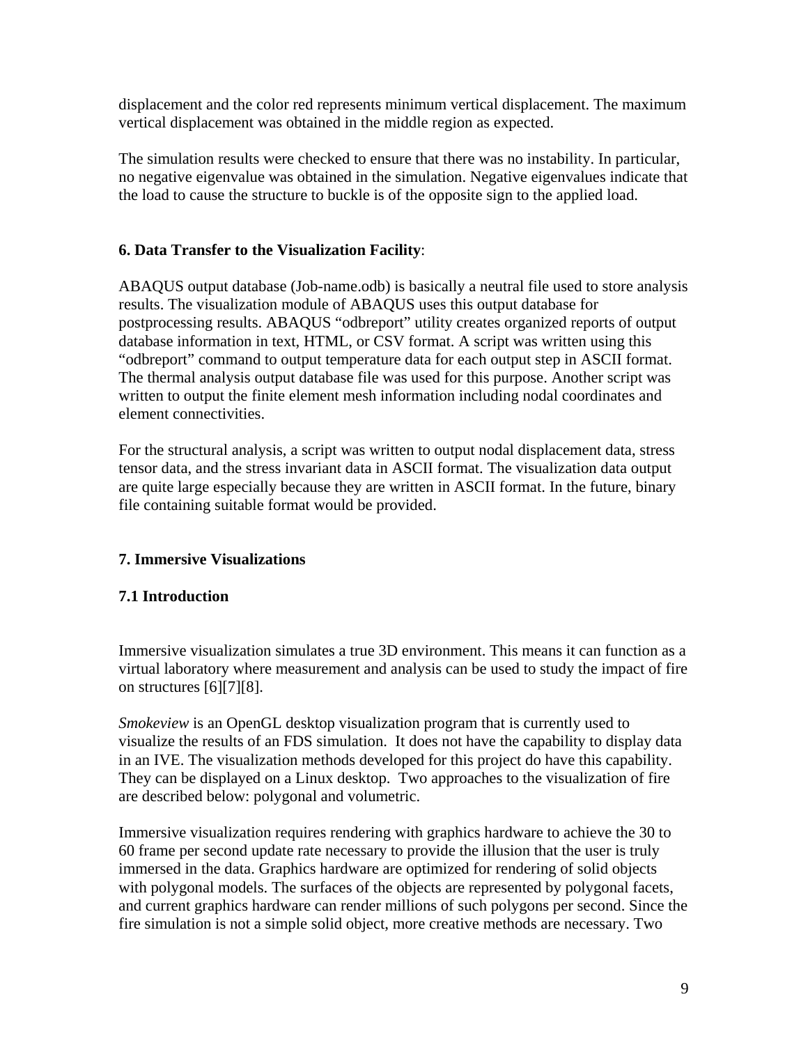displacement and the color red represents minimum vertical displacement. The maximum vertical displacement was obtained in the middle region as expected.

The simulation results were checked to ensure that there was no instability. In particular, no negative eigenvalue was obtained in the simulation. Negative eigenvalues indicate that the load to cause the structure to buckle is of the opposite sign to the applied load.

## 6. Data Transfer to the Visualization Facility:

ABAQUS output database (Job-name.odb) is basically a neutral file used to store analysis results. The visualization module of ABAQUS uses this output database for postprocessing results. ABAQUS "odbreport" utility creates organized reports of output database information in text, HTML, or CSV format. A script was written using this "odbreport" command to output temperature data for each output step in ASCII format. The thermal analysis output database file was used for this purpose. Another script was written to output the finite element mesh information including nodal coordinates and element connectivities.

For the structural analysis, a script was written to output nodal displacement data, stress tensor data, and the stress invariant data in ASCII format. The visualization data output are quite large especially because they are written in ASCII format. In the future, binary file containing suitable format would be provided.

## 7. Immersive Visualizations

### 7.1 Introduction

Immersive visualization simulates a true 3D environment. This means it can function as a virtual laboratory where measurement and analysis can be used to study the impact of fire on structures [6][7][8].

*Smokeview* is an OpenGL desktop visualization program that is currently used to visualize the results of an FDS simulation. It does not have the capability to display data in an IVE. The visualization methods developed for this project do have this capability. They can be displayed on a Linux desktop. Two approaches to the visualization of fire are described below: polygonal and volumetric.

Immersive visualization requires rendering with graphics hardware to achieve the 30 to 60 frame per second update rate necessary to provide the illusion that the user is truly immersed in the data. Graphics hardware are optimized for rendering of solid objects with polygonal models. The surfaces of the objects are represented by polygonal facets, and current graphics hardware can render millions of such polygons per second. Since the fire simulation is not a simple solid object, more creative methods are necessary. Two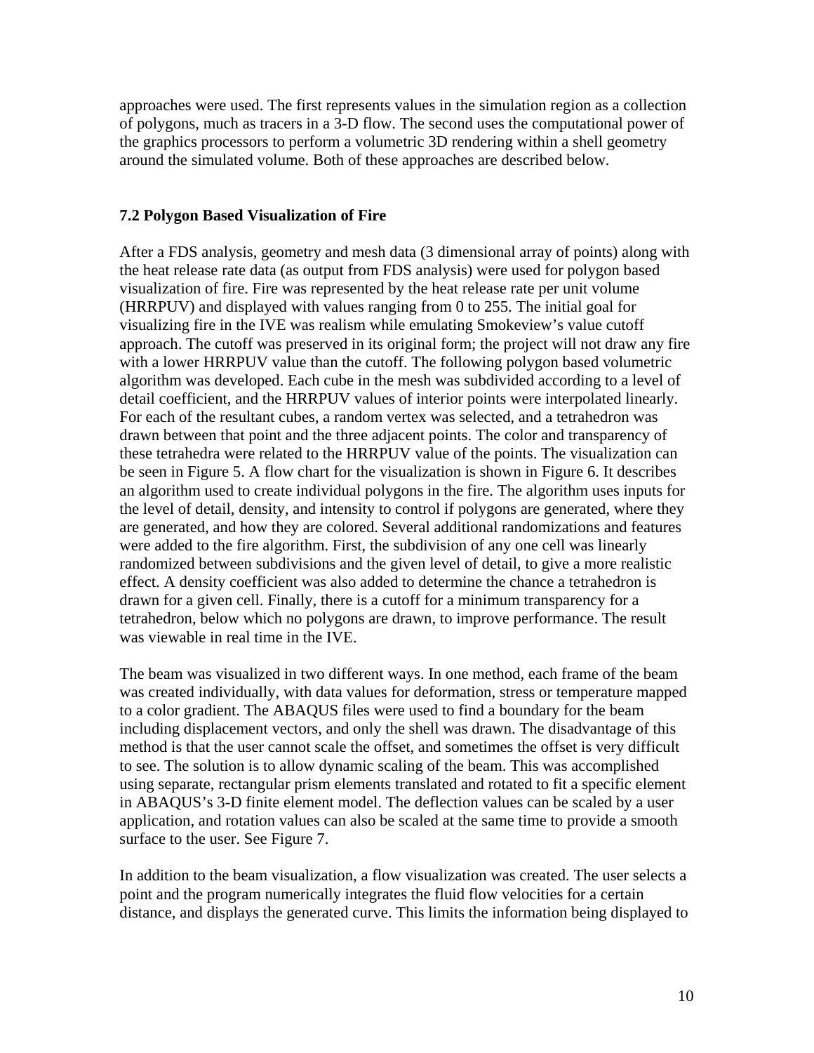approaches were used. The first represents values in the simulation region as a collection of polygons, much as tracers in a 3-D flow. The second uses the computational power of the graphics processors to perform a volumetric 3D rendering within a shell geometry around the simulated volume. Both of these approaches are described below.

### 7.2 Polygon Based Visualization of Fire

After a FDS analysis, geometry and mesh data (3 dimensional array of points) along with the heat release rate data (as output from FDS analysis) were used for polygon based visualization of fire. Fire was represented by the heat release rate per unit volume (HRRPUV) and displayed with values ranging from 0 to 255. The initial goal for visualizing fire in the IVE was realism while emulating Smokeview's value cutoff approach. The cutoff was preserved in its original form; the project will not draw any fire with a lower HRRPUV value than the cutoff. The following polygon based volumetric algorithm was developed. Each cube in the mesh was subdivided according to a level of detail coefficient, and the HRRPUV values of interior points were interpolated linearly. For each of the resultant cubes, a random vertex was selected, and a tetrahedron was drawn between that point and the three adjacent points. The color and transparency of these tetrahedra were related to the HRRPUV value of the points. The visualization can be seen in Figure 5. A flow chart for the visualization is shown in Figure 6. It describes an algorithm used to create individual polygons in the fire. The algorithm uses inputs for the level of detail, density, and intensity to control if polygons are generated, where they are generated, and how they are colored. Several additional randomizations and features were added to the fire algorithm. First, the subdivision of any one cell was linearly randomized between subdivisions and the given level of detail, to give a more realistic effect. A density coefficient was also added to determine the chance a tetrahedron is drawn for a given cell. Finally, there is a cutoff for a minimum transparency for a tetrahedron, below which no polygons are drawn, to improve performance. The result was viewable in real time in the IVE.

The beam was visualized in two different ways. In one method, each frame of the beam was created individually, with data values for deformation, stress or temperature mapped to a color gradient. The ABAQUS files were used to find a boundary for the beam including displacement vectors, and only the shell was drawn. The disadvantage of this method is that the user cannot scale the offset, and sometimes the offset is very difficult to see. The solution is to allow dynamic scaling of the beam. This was accomplished using separate, rectangular prism elements translated and rotated to fit a specific element in ABAQUS's 3-D finite element model. The deflection values can be scaled by a user application, and rotation values can also be scaled at the same time to provide a smooth surface to the user. See Figure 7.

In addition to the beam visualization, a flow visualization was created. The user selects a point and the program numerically integrates the fluid flow velocities for a certain distance, and displays the generated curve. This limits the information being displayed to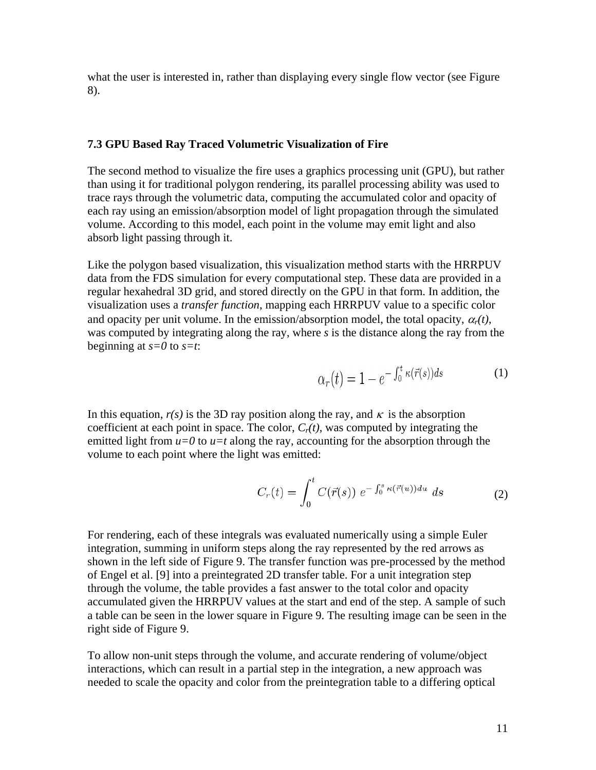what the user is interested in, rather than displaying every single flow vector (see Figure 8).

### 7.3 GPU Based Ray Traced Volumetric Visualization of Fire

The second method to visualize the fire uses a graphics processing unit (GPU), but rather than using it for traditional polygon rendering, its parallel processing ability was used to trace rays through the volumetric data, computing the accumulated color and opacity of each ray using an emission/absorption model of light propagation through the simulated volume. According to this model, each point in the volume may emit light and also absorb light passing through it.

Like the polygon based visualization, this visualization method starts with the HRRPUV data from the FDS simulation for every computational step. These data are provided in a regular hexahedral 3D grid, and stored directly on the GPU in that form. In addition, the visualization uses a *transfer function*, mapping each HRRPUV value to a specific color and opacity per unit volume. In the emission/absorption model, the total opacity, $\alpha_r(t)$, was computed by integrating along the ray, where $s$ is the distance along the ray from the beginning at $s=0$ to $s=t$:

$$\alpha_r(t) = 1 - e^{-\int_0^t \kappa(\vec{r}(s))ds} \tag{1}$$

In this equation, $r(s)$ is the 3D ray position along the ray, and $\kappa$ is the absorption coefficient at each point in space. The color, $C_r(t)$, was computed by integrating the emitted light from $u=0$ to $u=t$ along the ray, accounting for the absorption through the volume to each point where the light was emitted:

$$C_r(t) = \int_0^t C(\vec{r}(s))\ e^{-\int_0^s \kappa(\vec{r}(u))du}\ ds \tag{2}$$

For rendering, each of these integrals was evaluated numerically using a simple Euler integration, summing in uniform steps along the ray represented by the red arrows as shown in the left side of Figure 9. The transfer function was pre-processed by the method of Engel et al. [9] into a preintegrated 2D transfer table. For a unit integration step through the volume, the table provides a fast answer to the total color and opacity accumulated given the HRRPUV values at the start and end of the step. A sample of such a table can be seen in the lower square in Figure 9. The resulting image can be seen in the right side of Figure 9.

To allow non-unit steps through the volume, and accurate rendering of volume/object interactions, which can result in a partial step in the integration, a new approach was needed to scale the opacity and color from the preintegration table to a differing optical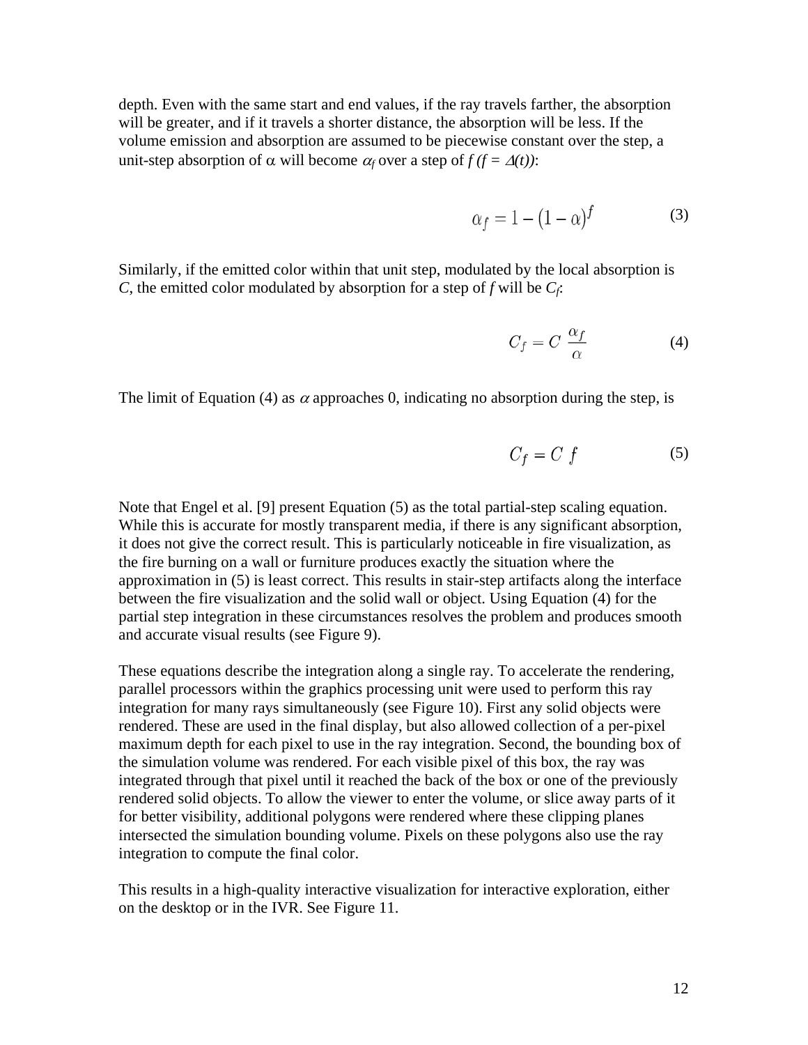depth. Even with the same start and end values, if the ray travels farther, the absorption will be greater, and if it travels a shorter distance, the absorption will be less. If the volume emission and absorption are assumed to be piecewise constant over the step, a unit-step absorption of $\alpha$ will become $\alpha_f$ over a step of $f$ *(*$f = \Delta(t)$*)*:

$$\alpha_f = 1 - (1 - \alpha)^f \tag{3}$$

Similarly, if the emitted color within that unit step, modulated by the local absorption is $C$, the emitted color modulated by absorption for a step of $f$ will be $C_f$:

$$C_f = C \; \frac{\alpha_f}{\alpha} \tag{4}$$

The limit of Equation (4) as $\alpha$ approaches 0, indicating no absorption during the step, is

$$C_f = C \; f \tag{5}$$

Note that Engel et al. [9] present Equation (5) as the total partial-step scaling equation. While this is accurate for mostly transparent media, if there is any significant absorption, it does not give the correct result. This is particularly noticeable in fire visualization, as the fire burning on a wall or furniture produces exactly the situation where the approximation in (5) is least correct. This results in stair-step artifacts along the interface between the fire visualization and the solid wall or object. Using Equation (4) for the partial step integration in these circumstances resolves the problem and produces smooth and accurate visual results (see Figure 9).

These equations describe the integration along a single ray. To accelerate the rendering, parallel processors within the graphics processing unit were used to perform this ray integration for many rays simultaneously (see Figure 10). First any solid objects were rendered. These are used in the final display, but also allowed collection of a per-pixel maximum depth for each pixel to use in the ray integration. Second, the bounding box of the simulation volume was rendered. For each visible pixel of this box, the ray was integrated through that pixel until it reached the back of the box or one of the previously rendered solid objects. To allow the viewer to enter the volume, or slice away parts of it for better visibility, additional polygons were rendered where these clipping planes intersected the simulation bounding volume. Pixels on these polygons also use the ray integration to compute the final color.

This results in a high-quality interactive visualization for interactive exploration, either on the desktop or in the IVR. See Figure 11.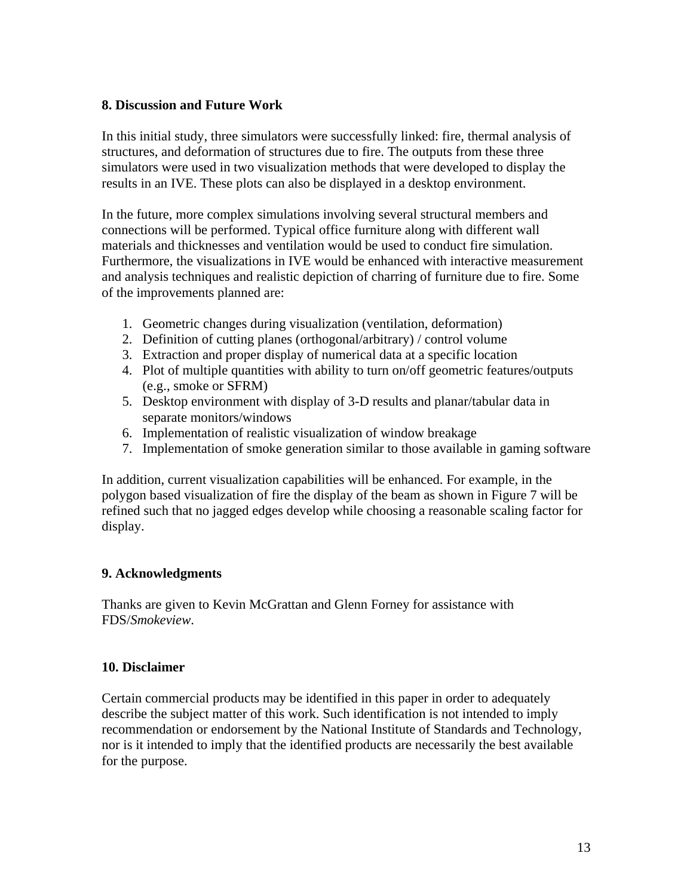## 8. Discussion and Future Work

In this initial study, three simulators were successfully linked: fire, thermal analysis of structures, and deformation of structures due to fire. The outputs from these three simulators were used in two visualization methods that were developed to display the results in an IVE. These plots can also be displayed in a desktop environment.

In the future, more complex simulations involving several structural members and connections will be performed. Typical office furniture along with different wall materials and thicknesses and ventilation would be used to conduct fire simulation. Furthermore, the visualizations in IVE would be enhanced with interactive measurement and analysis techniques and realistic depiction of charring of furniture due to fire. Some of the improvements planned are:

1. Geometric changes during visualization (ventilation, deformation)
2. Definition of cutting planes (orthogonal/arbitrary) / control volume
3. Extraction and proper display of numerical data at a specific location
4. Plot of multiple quantities with ability to turn on/off geometric features/outputs (e.g., smoke or SFRM)
5. Desktop environment with display of 3-D results and planar/tabular data in separate monitors/windows
6. Implementation of realistic visualization of window breakage
7. Implementation of smoke generation similar to those available in gaming software

In addition, current visualization capabilities will be enhanced. For example, in the polygon based visualization of fire the display of the beam as shown in Figure 7 will be refined such that no jagged edges develop while choosing a reasonable scaling factor for display.

## 9. Acknowledgments

Thanks are given to Kevin McGrattan and Glenn Forney for assistance with FDS/*Smokeview*.

## 10. Disclaimer

Certain commercial products may be identified in this paper in order to adequately describe the subject matter of this work. Such identification is not intended to imply recommendation or endorsement by the National Institute of Standards and Technology, nor is it intended to imply that the identified products are necessarily the best available for the purpose.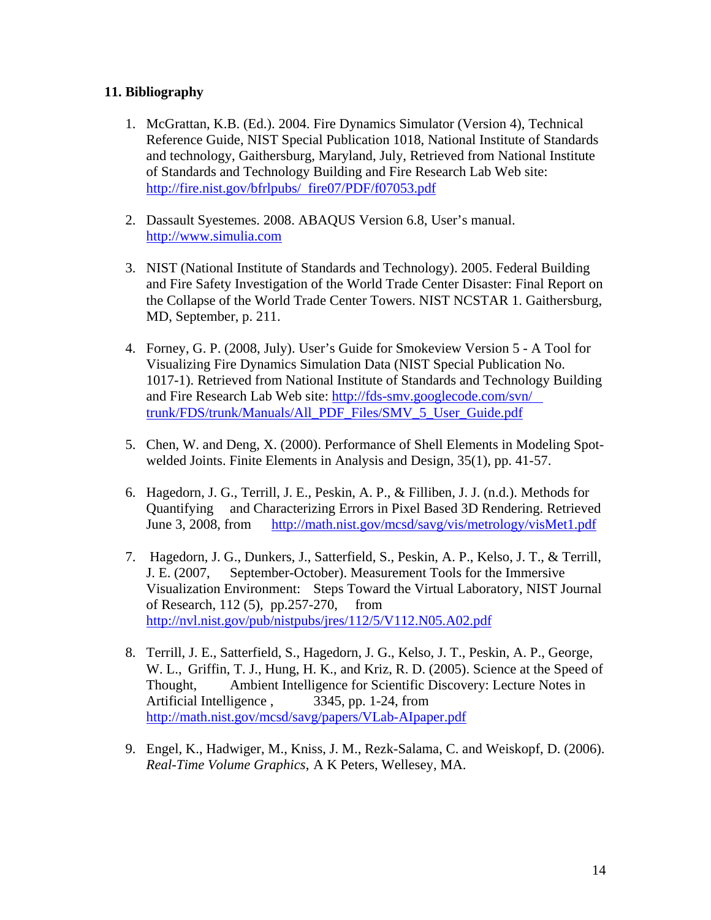## 11. Bibliography

1. McGrattan, K.B. (Ed.). 2004. Fire Dynamics Simulator (Version 4), Technical Reference Guide, NIST Special Publication 1018, National Institute of Standards and technology, Gaithersburg, Maryland, July, Retrieved from National Institute of Standards and Technology Building and Fire Research Lab Web site: http://fire.nist.gov/bfrlpubs/ fire07/PDF/f07053.pdf

2. Dassault Syestemes. 2008. ABAQUS Version 6.8, User's manual. http://www.simulia.com

3. NIST (National Institute of Standards and Technology). 2005. Federal Building and Fire Safety Investigation of the World Trade Center Disaster: Final Report on the Collapse of the World Trade Center Towers. NIST NCSTAR 1. Gaithersburg, MD, September, p. 211.

4. Forney, G. P. (2008, July). User's Guide for Smokeview Version 5 - A Tool for Visualizing Fire Dynamics Simulation Data (NIST Special Publication No. 1017-1). Retrieved from National Institute of Standards and Technology Building and Fire Research Lab Web site: http://fds-smv.googlecode.com/svn/ trunk/FDS/trunk/Manuals/All_PDF_Files/SMV_5_User_Guide.pdf

5. Chen, W. and Deng, X. (2000). Performance of Shell Elements in Modeling Spot-welded Joints. Finite Elements in Analysis and Design, 35(1), pp. 41-57.

6. Hagedorn, J. G., Terrill, J. E., Peskin, A. P., & Filliben, J. J. (n.d.). Methods for Quantifying and Characterizing Errors in Pixel Based 3D Rendering. Retrieved June 3, 2008, from http://math.nist.gov/mcsd/savg/vis/metrology/visMet1.pdf

7. Hagedorn, J. G., Dunkers, J., Satterfield, S., Peskin, A. P., Kelso, J. T., & Terrill, J. E. (2007, September-October). Measurement Tools for the Immersive Visualization Environment: Steps Toward the Virtual Laboratory, NIST Journal of Research, 112 (5), pp.257-270, from http://nvl.nist.gov/pub/nistpubs/jres/112/5/V112.N05.A02.pdf

8. Terrill, J. E., Satterfield, S., Hagedorn, J. G., Kelso, J. T., Peskin, A. P., George, W. L., Griffin, T. J., Hung, H. K., and Kriz, R. D. (2005). Science at the Speed of Thought, Ambient Intelligence for Scientific Discovery: Lecture Notes in Artificial Intelligence , 3345, pp. 1-24, from http://math.nist.gov/mcsd/savg/papers/VLab-AIpaper.pdf

9. Engel, K., Hadwiger, M., Kniss, J. M., Rezk-Salama, C. and Weiskopf, D. (2006). *Real-Time Volume Graphics*, A K Peters, Wellesey, MA.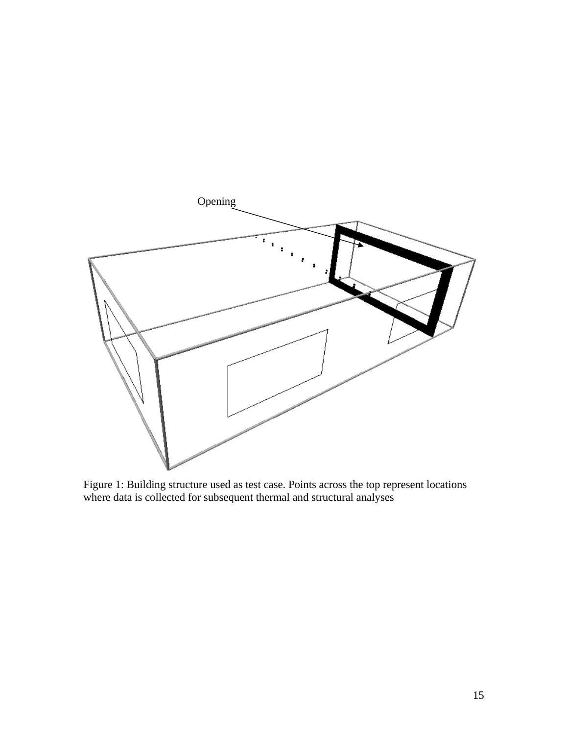Opening

Figure 1: Building structure used as test case. Points across the top represent locations where data is collected for subsequent thermal and structural analyses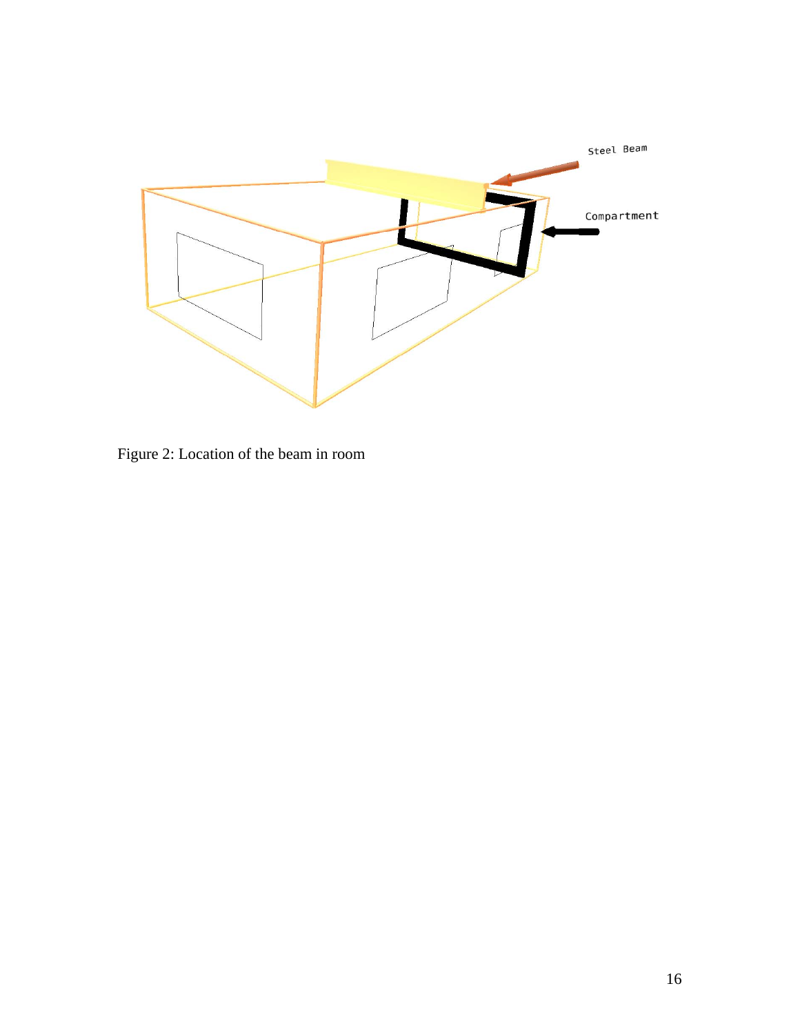Figure 2: Location of the beam in room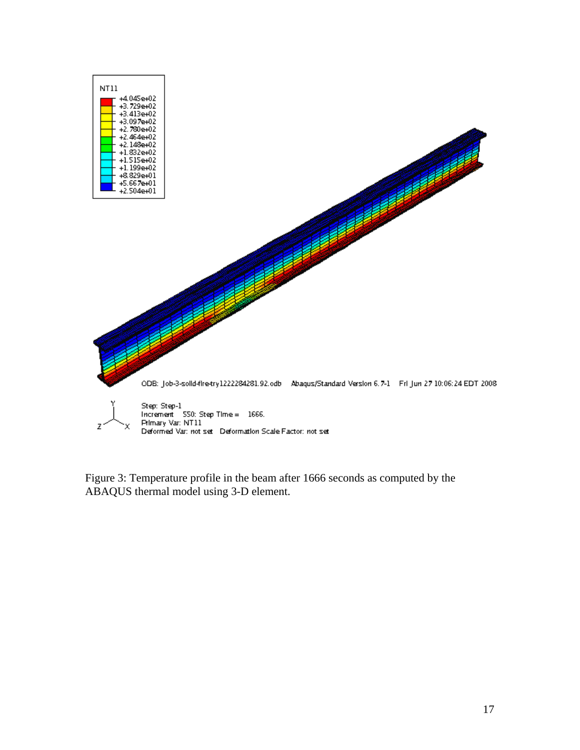Figure 3: Temperature profile in the beam after 1666 seconds as computed by the ABAQUS thermal model using 3-D element.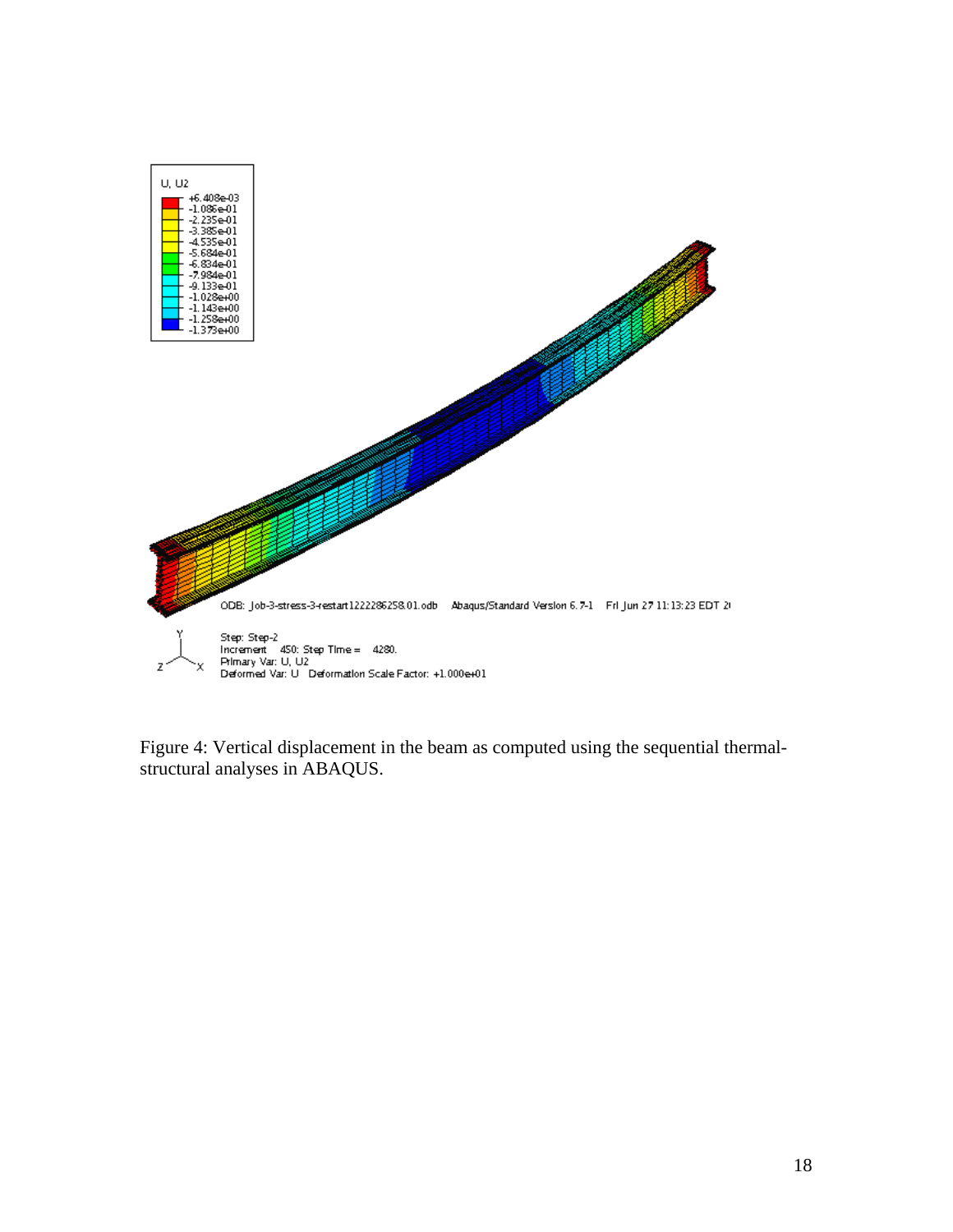Figure 4: Vertical displacement in the beam as computed using the sequential thermal-structural analyses in ABAQUS.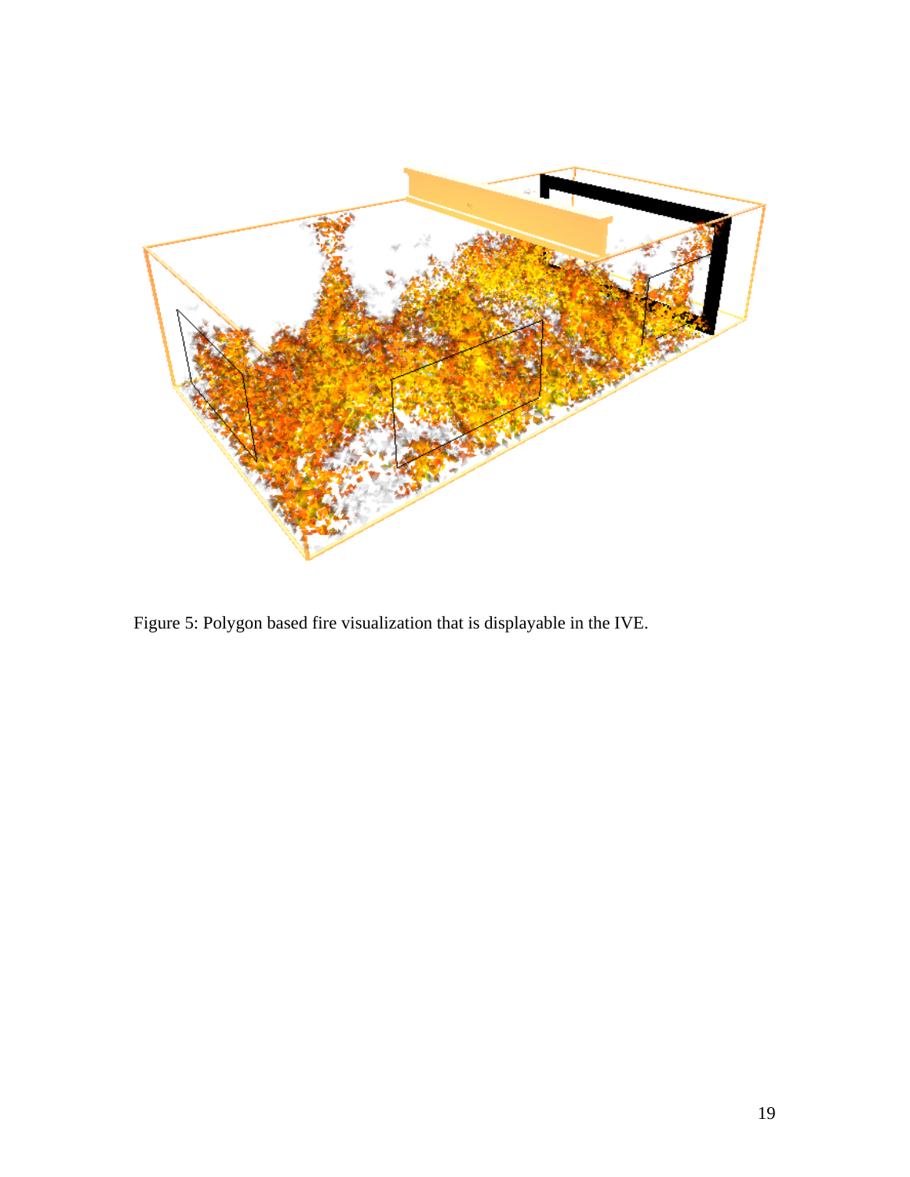Figure 5: Polygon based fire visualization that is displayable in the IVE.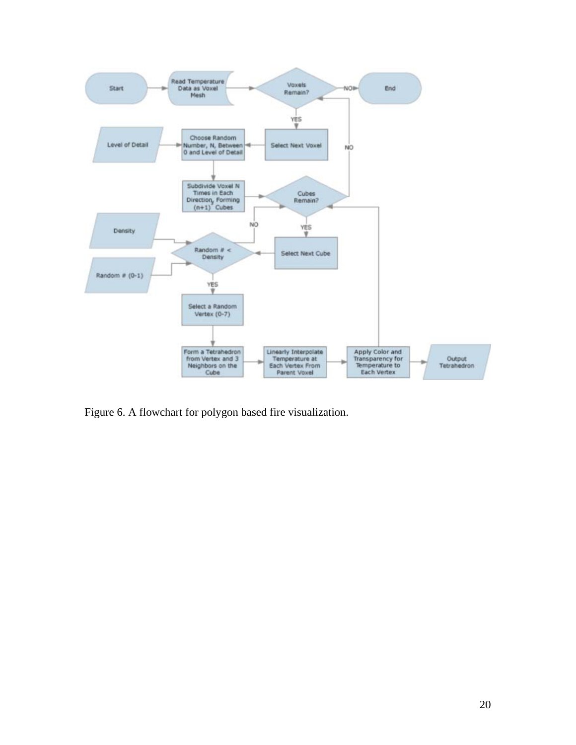Figure 6. A flowchart for polygon based fire visualization.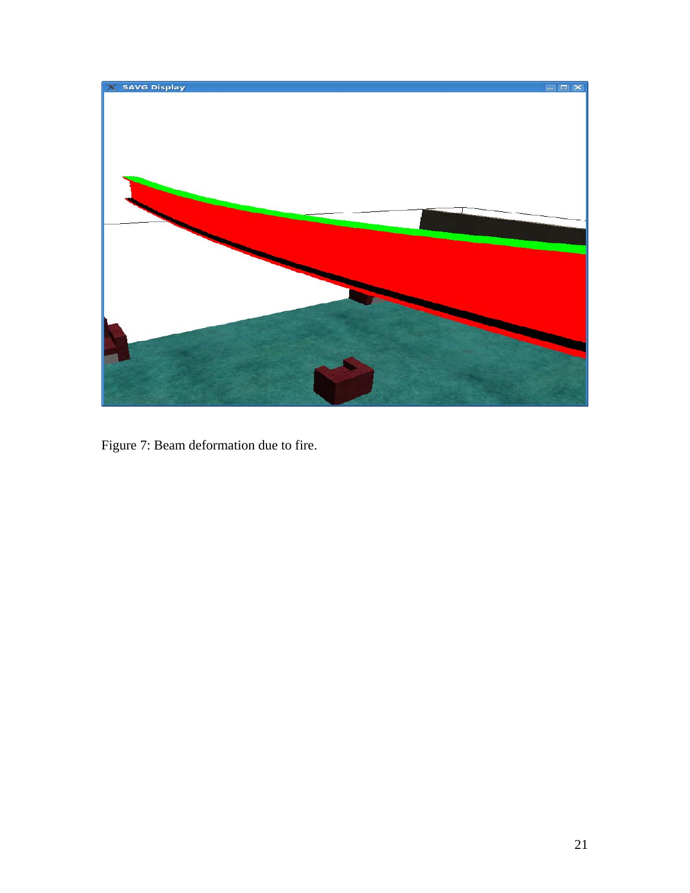Figure 7: Beam deformation due to fire.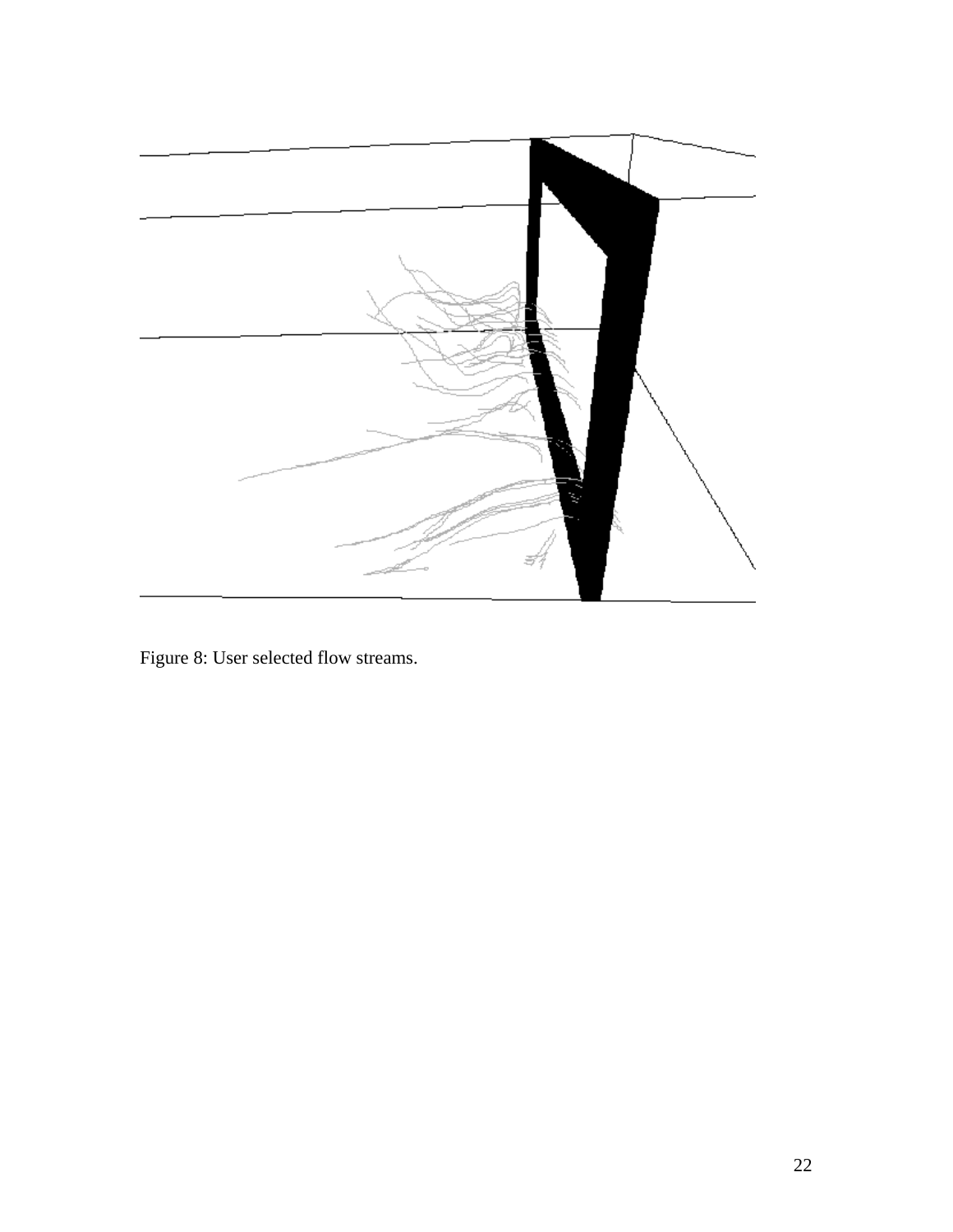Figure 8: User selected flow streams.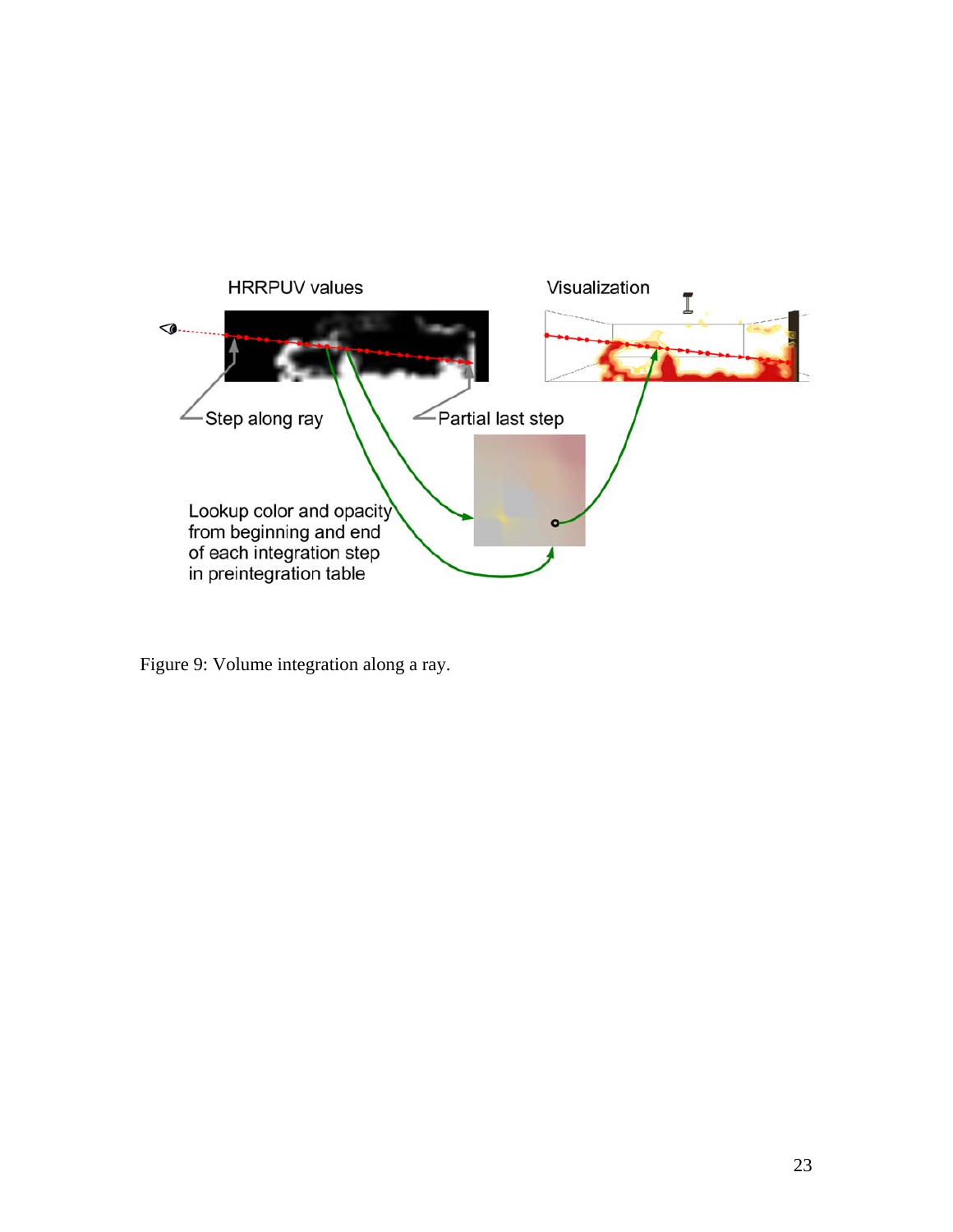Figure 9: Volume integration along a ray.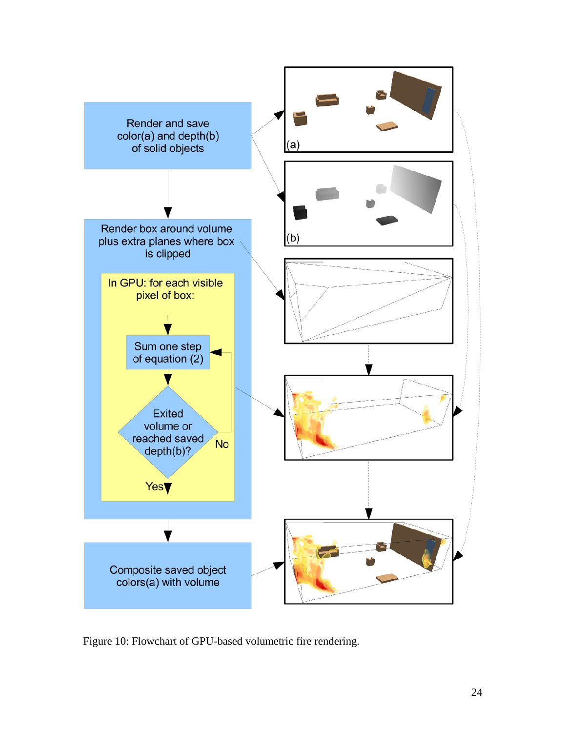Figure 10: Flowchart of GPU-based volumetric fire rendering.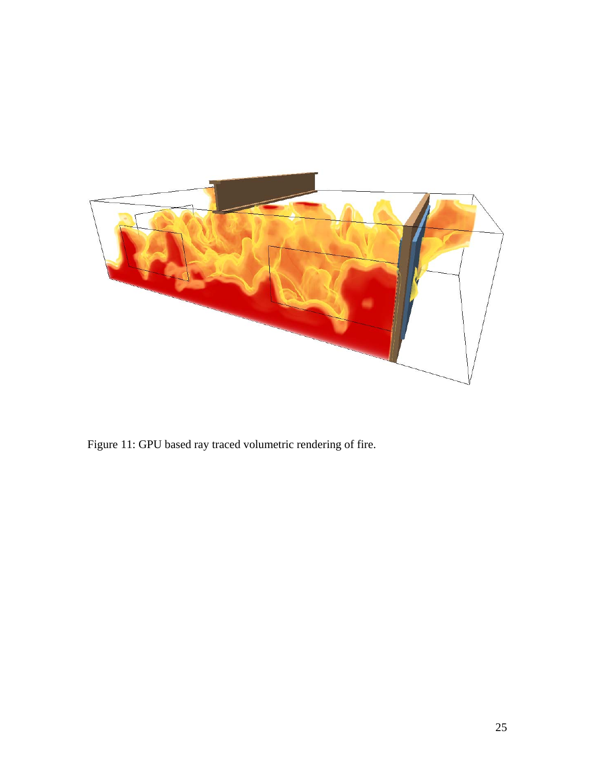Figure 11: GPU based ray traced volumetric rendering of fire.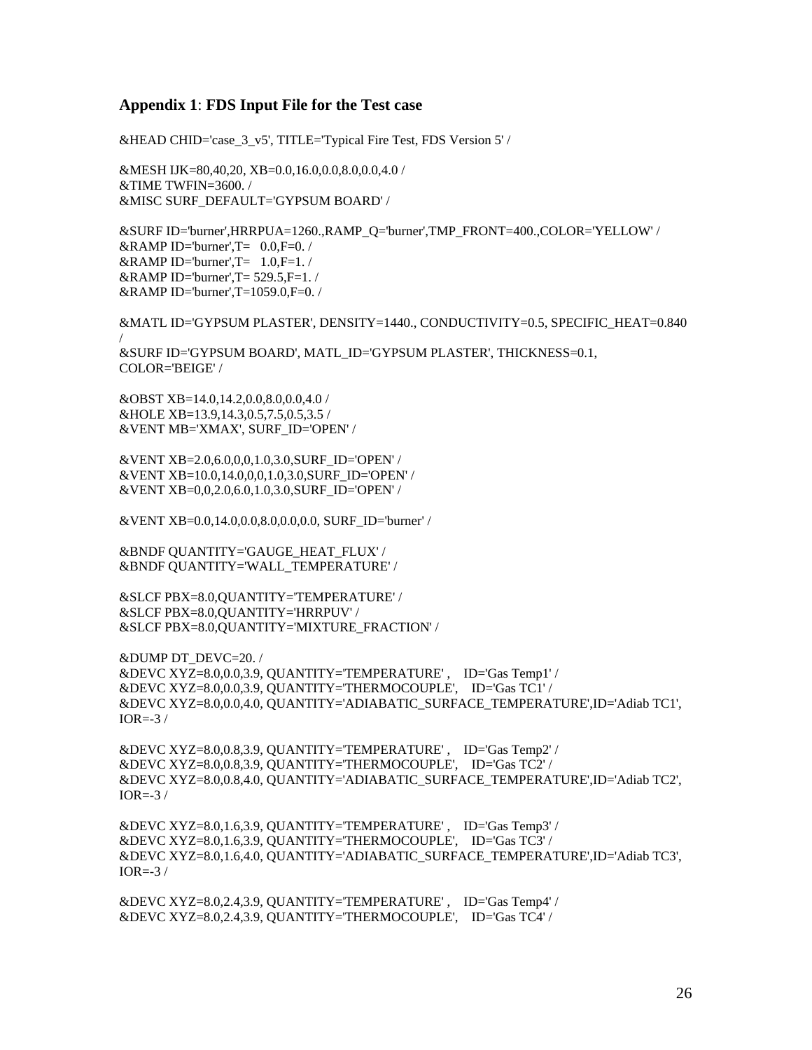### Appendix 1: FDS Input File for the Test case

```
&HEAD CHID='case_3_v5', TITLE='Typical Fire Test, FDS Version 5' /

&MESH IJK=80,40,20, XB=0.0,16.0,0.0,8.0,0.0,4.0 /
&TIME TWFIN=3600. /
&MISC SURF_DEFAULT='GYPSUM BOARD' /

&SURF ID='burner',HRRPUA=1260.,RAMP_Q='burner',TMP_FRONT=400.,COLOR='YELLOW' /
&RAMP ID='burner',T=   0.0,F=0. /
&RAMP ID='burner',T=   1.0,F=1. /
&RAMP ID='burner',T= 529.5,F=1. /
&RAMP ID='burner',T=1059.0,F=0. /

&MATL ID='GYPSUM PLASTER', DENSITY=1440., CONDUCTIVITY=0.5, SPECIFIC_HEAT=0.840
/
&SURF ID='GYPSUM BOARD', MATL_ID='GYPSUM PLASTER', THICKNESS=0.1,
COLOR='BEIGE' /

&OBST XB=14.0,14.2,0.0,8.0,0.0,4.0 /
&HOLE XB=13.9,14.3,0.5,7.5,0.5,3.5 /
&VENT MB='XMAX', SURF_ID='OPEN' /

&VENT XB=2.0,6.0,0,0,1.0,3.0,SURF_ID='OPEN' /
&VENT XB=10.0,14.0,0,0,1.0,3.0,SURF_ID='OPEN' /
&VENT XB=0,0,2.0,6.0,1.0,3.0,SURF_ID='OPEN' /

&VENT XB=0.0,14.0,0.0,8.0,0.0,0.0, SURF_ID='burner' /

&BNDF QUANTITY='GAUGE_HEAT_FLUX' /
&BNDF QUANTITY='WALL_TEMPERATURE' /

&SLCF PBX=8.0,QUANTITY='TEMPERATURE' /
&SLCF PBX=8.0,QUANTITY='HRRPUV' /
&SLCF PBX=8.0,QUANTITY='MIXTURE_FRACTION' /

&DUMP DT_DEVC=20. /
&DEVC XYZ=8.0,0.0,3.9, QUANTITY='TEMPERATURE' ,    ID='Gas Temp1' /
&DEVC XYZ=8.0,0.0,3.9, QUANTITY='THERMOCOUPLE',    ID='Gas TC1' /
&DEVC XYZ=8.0,0.0,4.0, QUANTITY='ADIABATIC_SURFACE_TEMPERATURE',ID='Adiab TC1',
IOR=-3 /

&DEVC XYZ=8.0,0.8,3.9, QUANTITY='TEMPERATURE' ,    ID='Gas Temp2' /
&DEVC XYZ=8.0,0.8,3.9, QUANTITY='THERMOCOUPLE',    ID='Gas TC2' /
&DEVC XYZ=8.0,0.8,4.0, QUANTITY='ADIABATIC_SURFACE_TEMPERATURE',ID='Adiab TC2',
IOR=-3 /

&DEVC XYZ=8.0,1.6,3.9, QUANTITY='TEMPERATURE' ,    ID='Gas Temp3' /
&DEVC XYZ=8.0,1.6,3.9, QUANTITY='THERMOCOUPLE',    ID='Gas TC3' /
&DEVC XYZ=8.0,1.6,4.0, QUANTITY='ADIABATIC_SURFACE_TEMPERATURE',ID='Adiab TC3',
IOR=-3 /

&DEVC XYZ=8.0,2.4,3.9, QUANTITY='TEMPERATURE' ,    ID='Gas Temp4' /
&DEVC XYZ=8.0,2.4,3.9, QUANTITY='THERMOCOUPLE',    ID='Gas TC4' /
```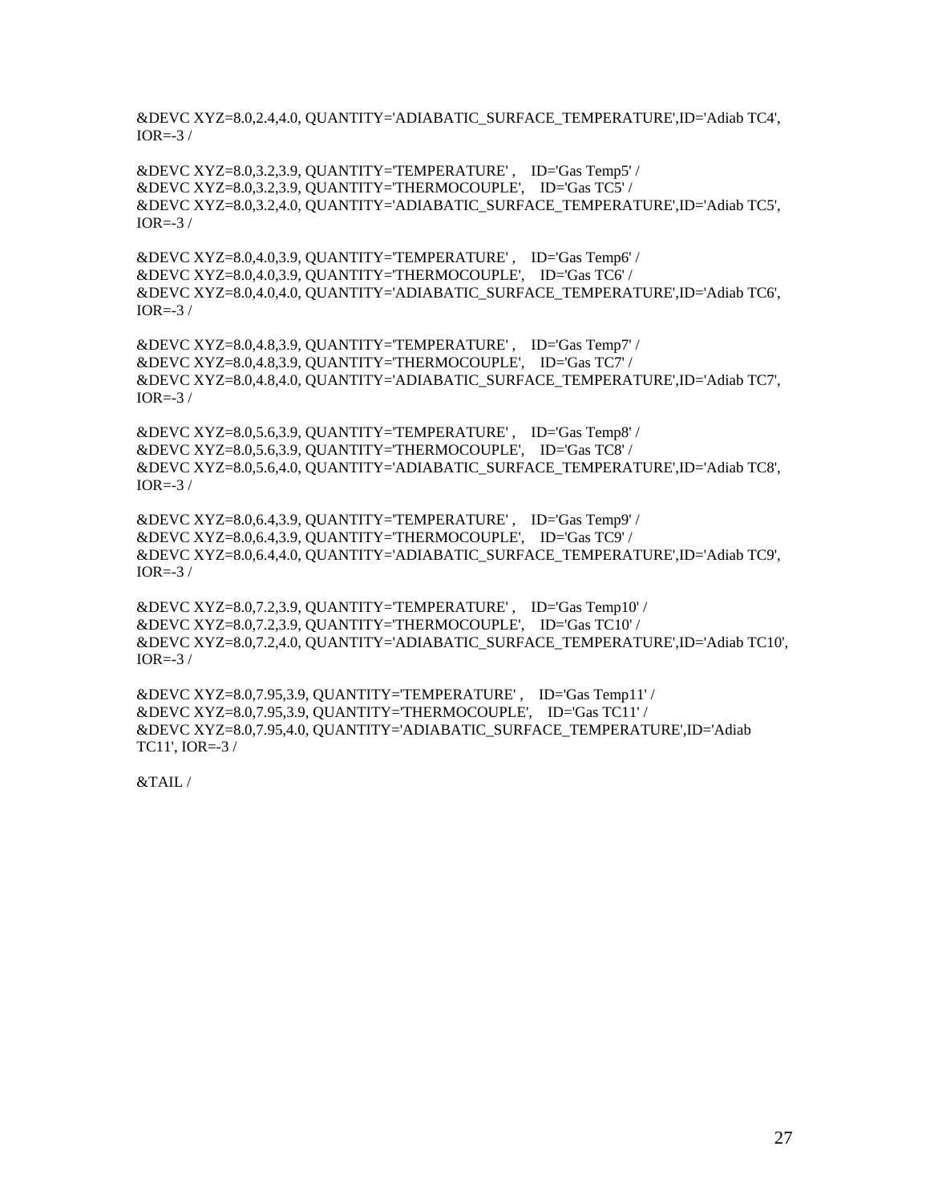```
&DEVC XYZ=8.0,2.4,4.0, QUANTITY='ADIABATIC_SURFACE_TEMPERATURE',ID='Adiab TC4',
IOR=-3 /

&DEVC XYZ=8.0,3.2,3.9, QUANTITY='TEMPERATURE' ,    ID='Gas Temp5' /
&DEVC XYZ=8.0,3.2,3.9, QUANTITY='THERMOCOUPLE',    ID='Gas TC5' /
&DEVC XYZ=8.0,3.2,4.0, QUANTITY='ADIABATIC_SURFACE_TEMPERATURE',ID='Adiab TC5',
IOR=-3 /

&DEVC XYZ=8.0,4.0,3.9, QUANTITY='TEMPERATURE' ,    ID='Gas Temp6' /
&DEVC XYZ=8.0,4.0,3.9, QUANTITY='THERMOCOUPLE',    ID='Gas TC6' /
&DEVC XYZ=8.0,4.0,4.0, QUANTITY='ADIABATIC_SURFACE_TEMPERATURE',ID='Adiab TC6',
IOR=-3 /

&DEVC XYZ=8.0,4.8,3.9, QUANTITY='TEMPERATURE' ,    ID='Gas Temp7' /
&DEVC XYZ=8.0,4.8,3.9, QUANTITY='THERMOCOUPLE',    ID='Gas TC7' /
&DEVC XYZ=8.0,4.8,4.0, QUANTITY='ADIABATIC_SURFACE_TEMPERATURE',ID='Adiab TC7',
IOR=-3 /

&DEVC XYZ=8.0,5.6,3.9, QUANTITY='TEMPERATURE' ,    ID='Gas Temp8' /
&DEVC XYZ=8.0,5.6,3.9, QUANTITY='THERMOCOUPLE',    ID='Gas TC8' /
&DEVC XYZ=8.0,5.6,4.0, QUANTITY='ADIABATIC_SURFACE_TEMPERATURE',ID='Adiab TC8',
IOR=-3 /

&DEVC XYZ=8.0,6.4,3.9, QUANTITY='TEMPERATURE' ,    ID='Gas Temp9' /
&DEVC XYZ=8.0,6.4,3.9, QUANTITY='THERMOCOUPLE',    ID='Gas TC9' /
&DEVC XYZ=8.0,6.4,4.0, QUANTITY='ADIABATIC_SURFACE_TEMPERATURE',ID='Adiab TC9',
IOR=-3 /

&DEVC XYZ=8.0,7.2,3.9, QUANTITY='TEMPERATURE' ,    ID='Gas Temp10' /
&DEVC XYZ=8.0,7.2,3.9, QUANTITY='THERMOCOUPLE',    ID='Gas TC10' /
&DEVC XYZ=8.0,7.2,4.0, QUANTITY='ADIABATIC_SURFACE_TEMPERATURE',ID='Adiab TC10',
IOR=-3 /

&DEVC XYZ=8.0,7.95,3.9, QUANTITY='TEMPERATURE' ,    ID='Gas Temp11' /
&DEVC XYZ=8.0,7.95,3.9, QUANTITY='THERMOCOUPLE',    ID='Gas TC11' /
&DEVC XYZ=8.0,7.95,4.0, QUANTITY='ADIABATIC_SURFACE_TEMPERATURE',ID='Adiab
TC11', IOR=-3 /

&TAIL /
```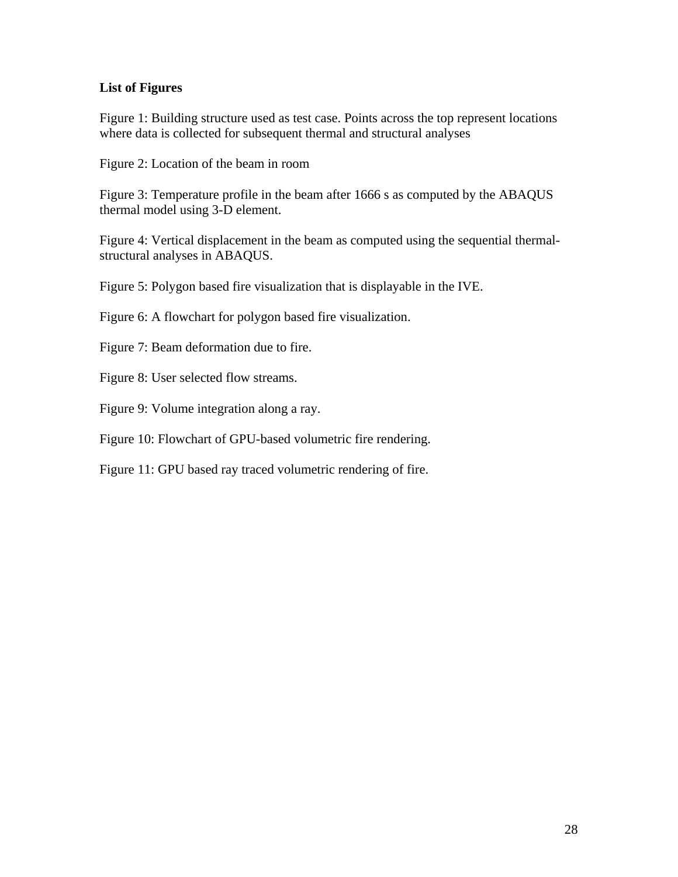**List of Figures**

Figure 1: Building structure used as test case. Points across the top represent locations where data is collected for subsequent thermal and structural analyses

Figure 2: Location of the beam in room

Figure 3: Temperature profile in the beam after 1666 s as computed by the ABAQUS thermal model using 3-D element.

Figure 4: Vertical displacement in the beam as computed using the sequential thermal-structural analyses in ABAQUS.

Figure 5: Polygon based fire visualization that is displayable in the IVE.

Figure 6: A flowchart for polygon based fire visualization.

Figure 7: Beam deformation due to fire.

Figure 8: User selected flow streams.

Figure 9: Volume integration along a ray.

Figure 10: Flowchart of GPU-based volumetric fire rendering.

Figure 11: GPU based ray traced volumetric rendering of fire.